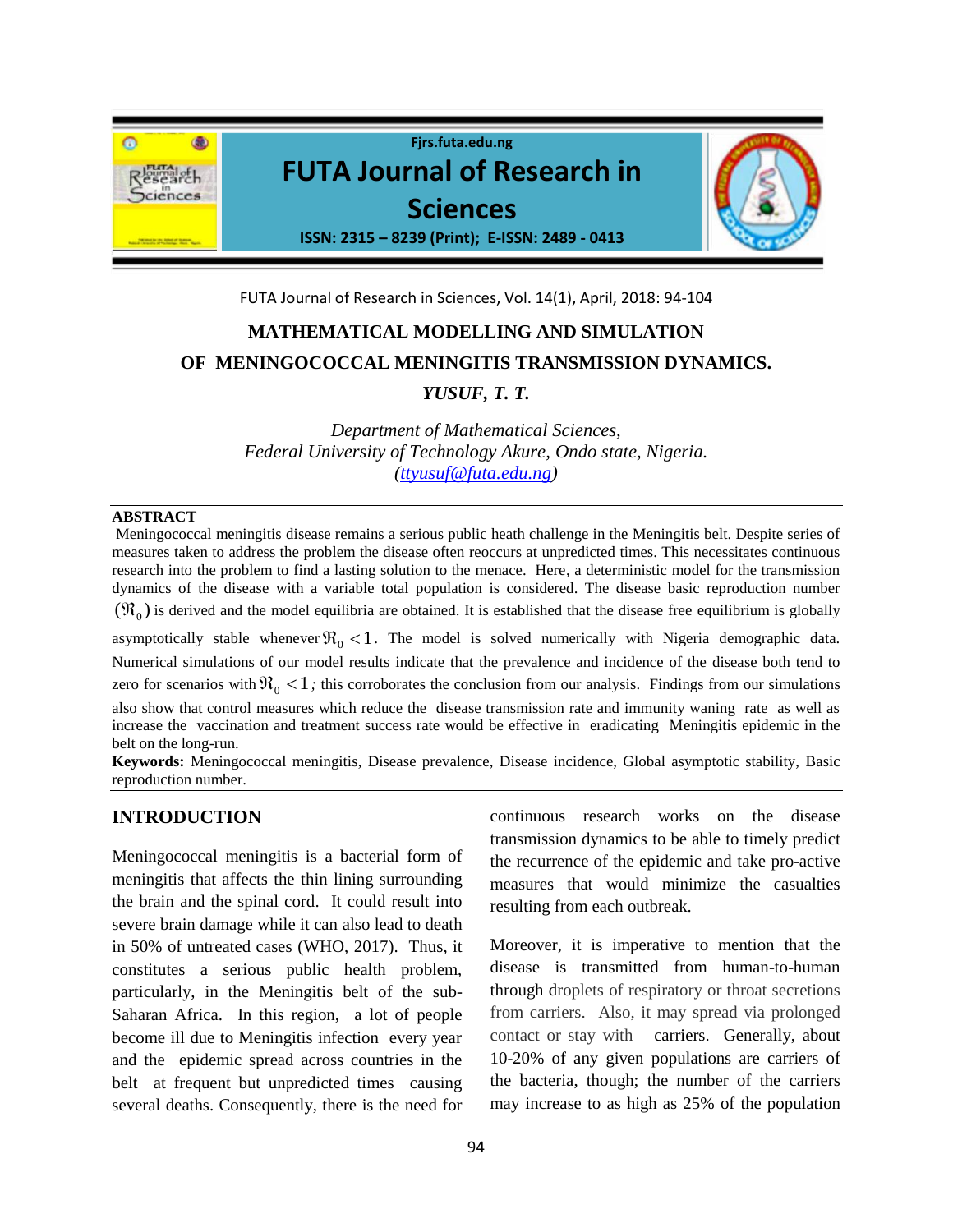# MATHEMATICAL MODELLING AND SIMULATION OF MENINGOCOCCAL MENINGITIS TRANSMISSION DYNAMICS.

***YUSUF, T. T.***

*Department of Mathematical Sciences,*
*Federal University of Technology Akure, Ondo state, Nigeria.*
*(ttyusuf@futa.edu.ng)*

## ABSTRACT

Meningococcal meningitis disease remains a serious public heath challenge in the Meningitis belt. Despite series of measures taken to address the problem the disease often reoccurs at unpredicted times. This necessitates continuous research into the problem to find a lasting solution to the menace. Here, a deterministic model for the transmission dynamics of the disease with a variable total population is considered. The disease basic reproduction number $(\Re_0)$ is derived and the model equilibria are obtained. It is established that the disease free equilibrium is globally asymptotically stable whenever $\Re_0 < 1$. The model is solved numerically with Nigeria demographic data. Numerical simulations of our model results indicate that the prevalence and incidence of the disease both tend to zero for scenarios with $\Re_0 < 1$; this corroborates the conclusion from our analysis. Findings from our simulations also show that control measures which reduce the disease transmission rate and immunity waning rate as well as increase the vaccination and treatment success rate would be effective in eradicating Meningitis epidemic in the belt on the long-run.

**Keywords:** Meningococcal meningitis, Disease prevalence, Disease incidence, Global asymptotic stability, Basic reproduction number.

## INTRODUCTION

Meningococcal meningitis is a bacterial form of meningitis that affects the thin lining surrounding the brain and the spinal cord. It could result into severe brain damage while it can also lead to death in 50% of untreated cases (WHO, 2017). Thus, it constitutes a serious public health problem, particularly, in the Meningitis belt of the sub-Saharan Africa. In this region, a lot of people become ill due to Meningitis infection every year and the epidemic spread across countries in the belt at frequent but unpredicted times causing several deaths. Consequently, there is the need for continuous research works on the disease transmission dynamics to be able to timely predict the recurrence of the epidemic and take pro-active measures that would minimize the casualties resulting from each outbreak.

Moreover, it is imperative to mention that the disease is transmitted from human-to-human through droplets of respiratory or throat secretions from carriers. Also, it may spread via prolonged contact or stay with carriers. Generally, about 10-20% of any given populations are carriers of the bacteria, though; the number of the carriers may increase to as high as 25% of the population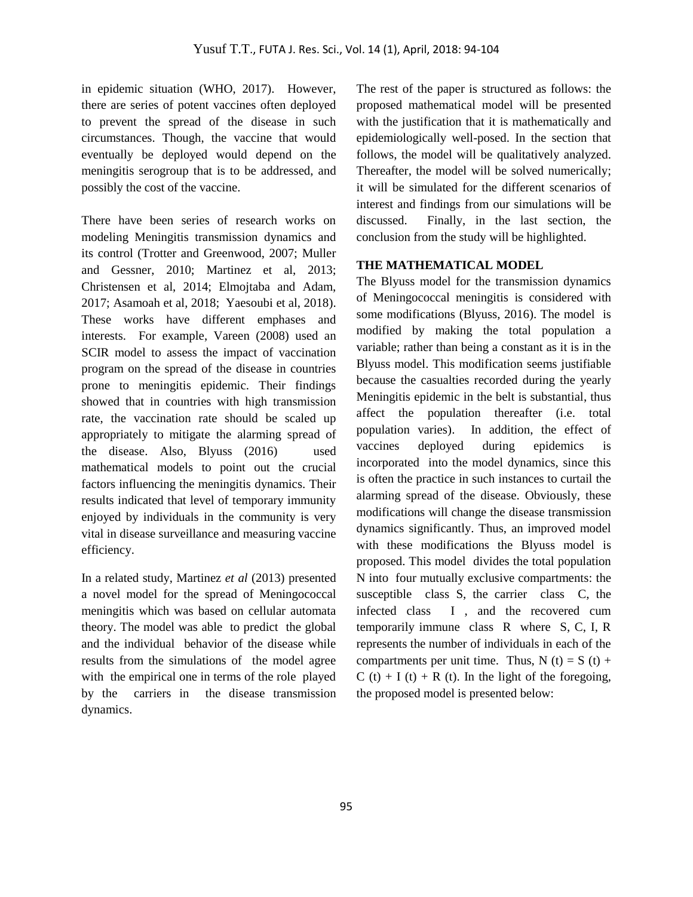in epidemic situation (WHO, 2017). However, there are series of potent vaccines often deployed to prevent the spread of the disease in such circumstances. Though, the vaccine that would eventually be deployed would depend on the meningitis serogroup that is to be addressed, and possibly the cost of the vaccine.

There have been series of research works on modeling Meningitis transmission dynamics and its control (Trotter and Greenwood, 2007; Muller and Gessner, 2010; Martinez et al, 2013; Christensen et al, 2014; Elmojtaba and Adam, 2017; Asamoah et al, 2018; Yaesoubi et al, 2018). These works have different emphases and interests. For example, Vareen (2008) used an SCIR model to assess the impact of vaccination program on the spread of the disease in countries prone to meningitis epidemic. Their findings showed that in countries with high transmission rate, the vaccination rate should be scaled up appropriately to mitigate the alarming spread of the disease. Also, Blyuss (2016) used mathematical models to point out the crucial factors influencing the meningitis dynamics. Their results indicated that level of temporary immunity enjoyed by individuals in the community is very vital in disease surveillance and measuring vaccine efficiency.

In a related study, Martinez *et al* (2013) presented a novel model for the spread of Meningococcal meningitis which was based on cellular automata theory. The model was able to predict the global and the individual behavior of the disease while results from the simulations of the model agree with the empirical one in terms of the role played by the carriers in the disease transmission dynamics.

The rest of the paper is structured as follows: the proposed mathematical model will be presented with the justification that it is mathematically and epidemiologically well-posed. In the section that follows, the model will be qualitatively analyzed. Thereafter, the model will be solved numerically; it will be simulated for the different scenarios of interest and findings from our simulations will be discussed. Finally, in the last section, the conclusion from the study will be highlighted.

## THE MATHEMATICAL MODEL

The Blyuss model for the transmission dynamics of Meningococcal meningitis is considered with some modifications (Blyuss, 2016). The model is modified by making the total population a variable; rather than being a constant as it is in the Blyuss model. This modification seems justifiable because the casualties recorded during the yearly Meningitis epidemic in the belt is substantial, thus affect the population thereafter (i.e. total population varies). In addition, the effect of vaccines deployed during epidemics is incorporated into the model dynamics, since this is often the practice in such instances to curtail the alarming spread of the disease. Obviously, these modifications will change the disease transmission dynamics significantly. Thus, an improved model with these modifications the Blyuss model is proposed. This model divides the total population $N$ into four mutually exclusive compartments: the susceptible class $S$, the carrier class $C$, the infected class $I$, and the recovered cum temporarily immune class $R$ where $S, C, I, R$ represents the number of individuals in each of the compartments per unit time. Thus, $N(t) = S(t) + C(t) + I(t) + R(t)$. In the light of the foregoing, the proposed model is presented below: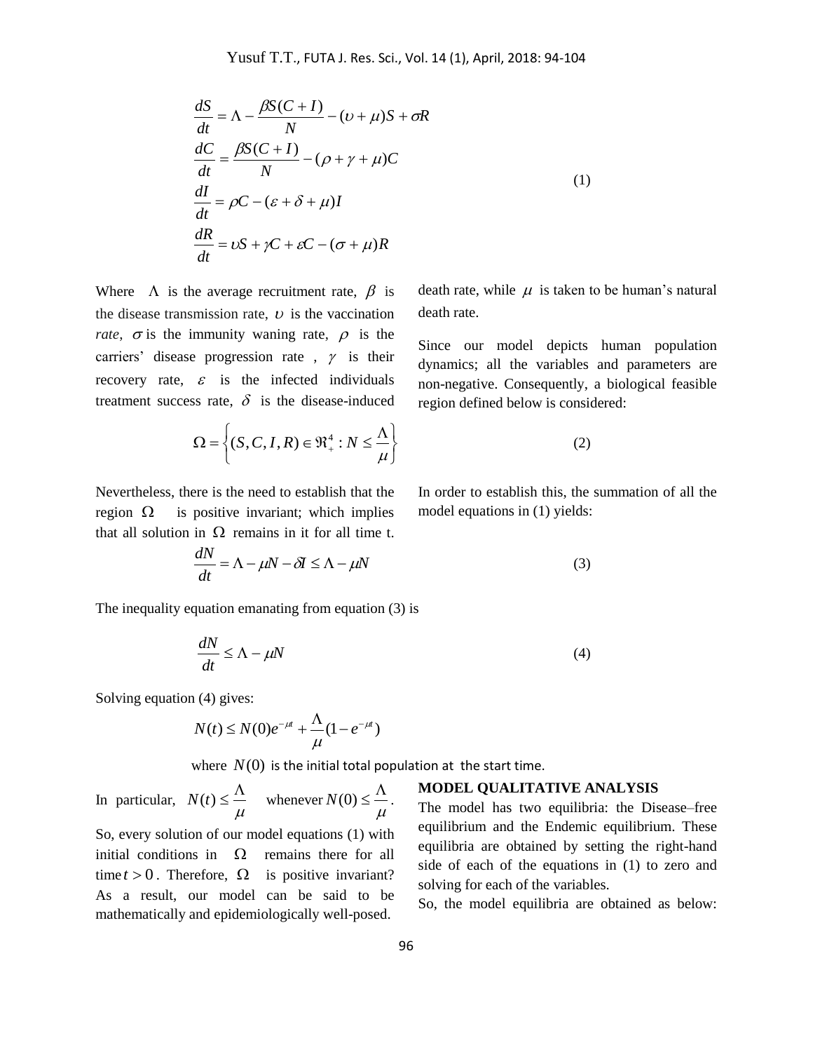$$
\begin{aligned}
\frac{dS}{dt} &= \Lambda - \frac{\beta S(C+I)}{N} - (\upsilon + \mu)S + \sigma R \\
\frac{dC}{dt} &= \frac{\beta S(C+I)}{N} - (\rho + \gamma + \mu)C \\
\frac{dI}{dt} &= \rho C - (\varepsilon + \delta + \mu)I \\
\frac{dR}{dt} &= \upsilon S + \gamma C + \varepsilon C - (\sigma + \mu)R
\end{aligned}
\tag{1}
$$

Where $\Lambda$ is the average recruitment rate, $\beta$ is the disease transmission rate, $\upsilon$ is the vaccination *rate*, $\sigma$ is the immunity waning rate, $\rho$ is the carriers' disease progression rate , $\gamma$ is their recovery rate, $\varepsilon$ is the infected individuals treatment success rate, $\delta$ is the disease-induced death rate, while $\mu$ is taken to be human's natural death rate.

Since our model depicts human population dynamics; all the variables and parameters are non-negative. Consequently, a biological feasible region defined below is considered:

$$
\Omega = \left\{ (S, C, I, R) \in \Re_+^4 : N \le \frac{\Lambda}{\mu} \right\} \tag{2}
$$

Nevertheless, there is the need to establish that the region $\Omega$ is positive invariant; which implies that all solution in $\Omega$ remains in it for all time t. In order to establish this, the summation of all the model equations in (1) yields:

$$
\frac{dN}{dt} = \Lambda - \mu N - \delta I \le \Lambda - \mu N \tag{3}
$$

The inequality equation emanating from equation (3) is

$$
\frac{dN}{dt} \le \Lambda - \mu N \tag{4}
$$

Solving equation (4) gives:

$$
N(t) \le N(0)e^{-\mu t} + \frac{\Lambda}{\mu}(1 - e^{-\mu t})
$$

where $N(0)$ is the initial total population at the start time.

In particular, $N(t) \le \frac{\Lambda}{\mu}$ whenever $N(0) \le \frac{\Lambda}{\mu}$.

So, every solution of our model equations (1) with initial conditions in $\Omega$ remains there for all time $t > 0$. Therefore, $\Omega$ is positive invariant? As a result, our model can be said to be mathematically and epidemiologically well-posed.

## MODEL QUALITATIVE ANALYSIS

The model has two equilibria: the Disease–free equilibrium and the Endemic equilibrium. These equilibria are obtained by setting the right-hand side of each of the equations in (1) to zero and solving for each of the variables.

So, the model equilibria are obtained as below: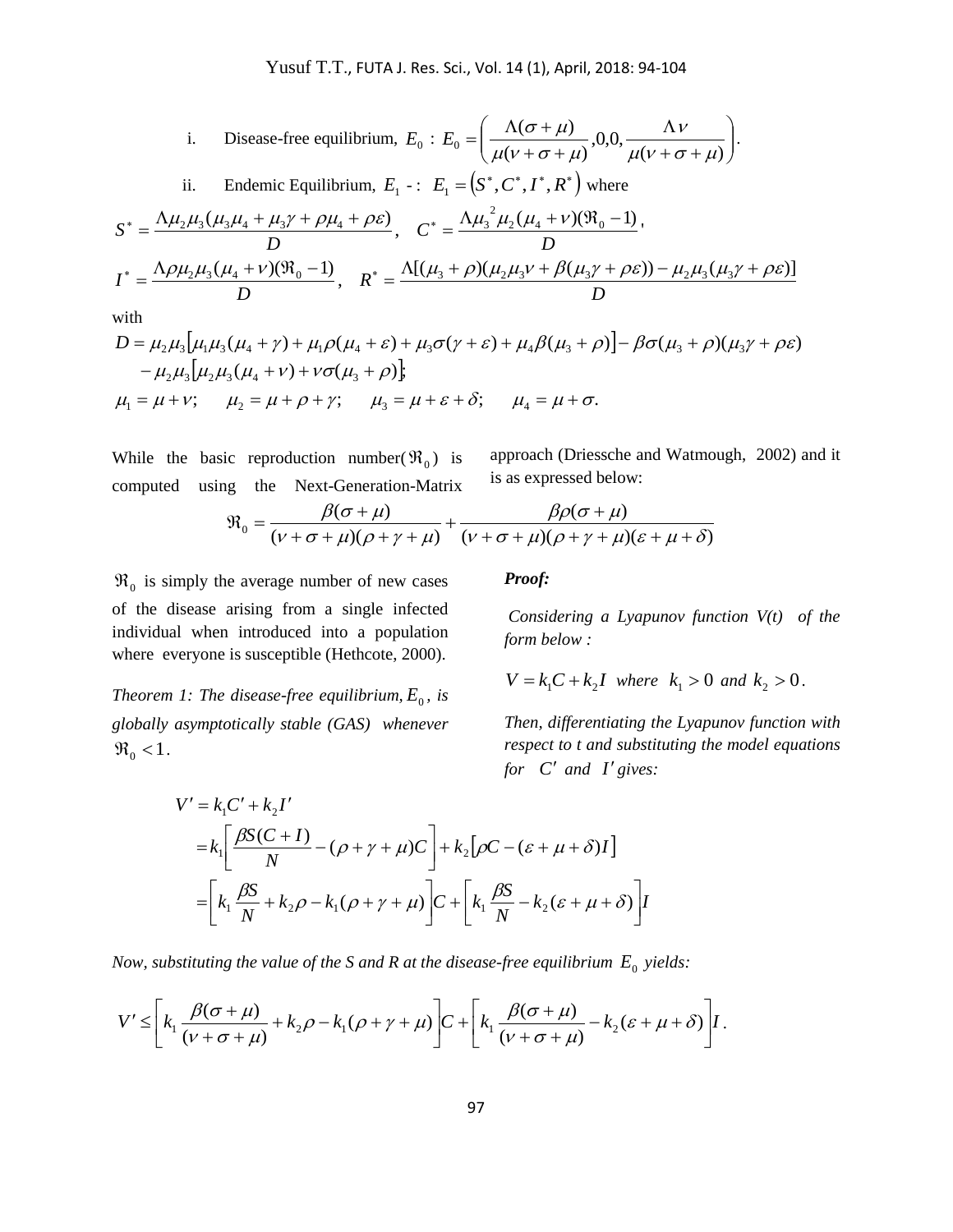i. Disease-free equilibrium, $E_0$ : $E_0 = \left( \dfrac{\Lambda(\sigma+\mu)}{\mu(\nu+\sigma+\mu)}, 0, 0, \dfrac{\Lambda\nu}{\mu(\nu+\sigma+\mu)} \right)$.

ii. Endemic Equilibrium, $E_1$ -: $E_1 = (S^*, C^*, I^*, R^*)$ where

$$S^* = \frac{\Lambda\mu_2\mu_3(\mu_3\mu_4 + \mu_3\gamma + \rho\mu_4 + \rho\varepsilon)}{D}, \quad C^* = \frac{\Lambda\mu_3^{\ 2}\mu_2(\mu_4+\nu)(\Re_0 - 1)}{D},$$

$$I^* = \frac{\Lambda\rho\mu_2\mu_3(\mu_4+\nu)(\Re_0-1)}{D}, \quad R^* = \frac{\Lambda[(\mu_3+\rho)(\mu_2\mu_3\nu + \beta(\mu_3\gamma+\rho\varepsilon)) - \mu_2\mu_3(\mu_3\gamma+\rho\varepsilon)]}{D}$$

with

$$D = \mu_2\mu_3\left[\mu_1\mu_3(\mu_4+\gamma) + \mu_1\rho(\mu_4+\varepsilon) + \mu_3\sigma(\gamma+\varepsilon) + \mu_4\beta(\mu_3+\rho)\right] - \beta\sigma(\mu_3+\rho)(\mu_3\gamma+\rho\varepsilon)$$
$$- \mu_2\mu_3\left[\mu_2\mu_3(\mu_4+\nu) + \nu\sigma(\mu_3+\rho)\right];$$

$$\mu_1 = \mu+\nu; \quad \mu_2 = \mu+\rho+\gamma; \quad \mu_3 = \mu+\varepsilon+\delta; \quad \mu_4 = \mu+\sigma.$$

While the basic reproduction number($\Re_0$) is computed using the Next-Generation-Matrix approach (Driessche and Watmough, 2002) and it is as expressed below:

$$\Re_0 = \frac{\beta(\sigma+\mu)}{(\nu+\sigma+\mu)(\rho+\gamma+\mu)} + \frac{\beta\rho(\sigma+\mu)}{(\nu+\sigma+\mu)(\rho+\gamma+\mu)(\varepsilon+\mu+\delta)}$$

$\Re_0$ is simply the average number of new cases of the disease arising from a single infected individual when introduced into a population where everyone is susceptible (Hethcote, 2000).

*Theorem 1: The disease-free equilibrium, $E_0$, is globally asymptotically stable (GAS) whenever $\Re_0 < 1$.*

***Proof:***

*Considering a Lyapunov function V(t) of the form below :*

$$V = k_1C + k_2I \ \text{ where } \ k_1 > 0 \ \text{ and } \ k_2 > 0.$$

*Then, differentiating the Lyapunov function with respect to t and substituting the model equations for $C'$ and $I'$ gives:*

$$\begin{aligned} V' &= k_1C' + k_2I' \\ &= k_1\left[\frac{\beta S(C+I)}{N} - (\rho+\gamma+\mu)C\right] + k_2\left[\rho C - (\varepsilon+\mu+\delta)I\right] \\ &= \left[k_1\frac{\beta S}{N} + k_2\rho - k_1(\rho+\gamma+\mu)\right]C + \left[k_1\frac{\beta S}{N} - k_2(\varepsilon+\mu+\delta)\right]I \end{aligned}$$

*Now, substituting the value of the S and R at the disease-free equilibrium $E_0$ yields:*

$$V' \le \left[k_1\frac{\beta(\sigma+\mu)}{(\nu+\sigma+\mu)} + k_2\rho - k_1(\rho+\gamma+\mu)\right]C + \left[k_1\frac{\beta(\sigma+\mu)}{(\nu+\sigma+\mu)} - k_2(\varepsilon+\mu+\delta)\right]I.$$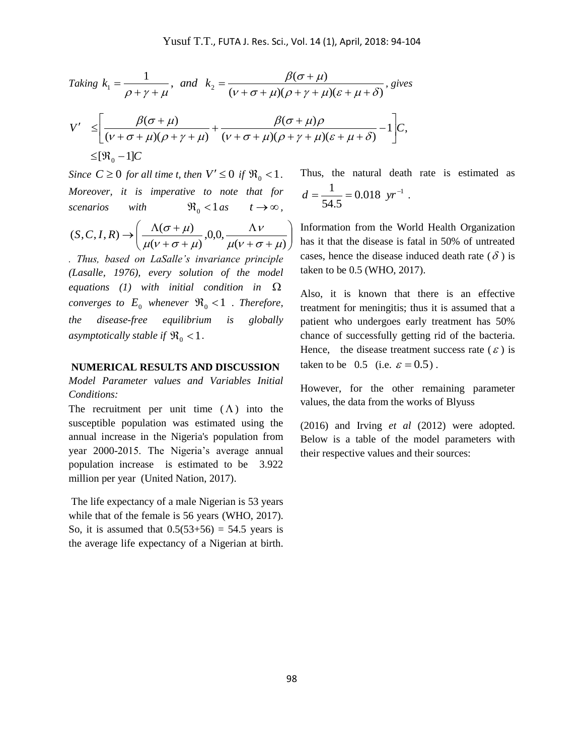*Taking* $k_1 = \frac{1}{\rho + \gamma + \mu}$, *and* $k_2 = \frac{\beta(\sigma + \mu)}{(\nu + \sigma + \mu)(\rho + \gamma + \mu)(\varepsilon + \mu + \delta)}$, *gives*

$$
\begin{aligned}
V' &\leq \left[ \frac{\beta(\sigma + \mu)}{(\nu + \sigma + \mu)(\rho + \gamma + \mu)} + \frac{\beta(\sigma + \mu)\rho}{(\nu + \sigma + \mu)(\rho + \gamma + \mu)(\varepsilon + \mu + \delta)} - 1 \right] C, \\
&\leq [\Re_0 - 1] C
\end{aligned}
$$

*Since* $C \geq 0$ *for all time t, then* $V' \leq 0$ *if* $\Re_0 < 1$. *Moreover, it is imperative to note that for scenarios with* $\Re_0 < 1$ *as* $t \to \infty$,

$$
(S, C, I, R) \to \left( \frac{\Lambda(\sigma + \mu)}{\mu(\nu + \sigma + \mu)}, 0, 0, \frac{\Lambda \nu}{\mu(\nu + \sigma + \mu)} \right)
$$

*. Thus, based on LaSalle's invariance principle (Lasalle, 1976), every solution of the model equations (1) with initial condition in* $\Omega$ *converges to* $E_0$ *whenever* $\Re_0 < 1$ *. Therefore, the disease-free equilibrium is globally asymptotically stable if* $\Re_0 < 1$.

## NUMERICAL RESULTS AND DISCUSSION

*Model Parameter values and Variables Initial Conditions:*

The recruitment per unit time ($\Lambda$) into the susceptible population was estimated using the annual increase in the Nigeria's population from year 2000-2015. The Nigeria's average annual population increase is estimated to be 3.922 million per year (United Nation, 2017).

The life expectancy of a male Nigerian is 53 years while that of the female is 56 years (WHO, 2017). So, it is assumed that 0.5(53+56) = 54.5 years is the average life expectancy of a Nigerian at birth. Thus, the natural death rate is estimated as $d = \frac{1}{54.5} = 0.018 \ yr^{-1}$ .

Information from the World Health Organization has it that the disease is fatal in 50% of untreated cases, hence the disease induced death rate ($\delta$) is taken to be 0.5 (WHO, 2017).

Also, it is known that there is an effective treatment for meningitis; thus it is assumed that a patient who undergoes early treatment has 50% chance of successfully getting rid of the bacteria. Hence, the disease treatment success rate ($\varepsilon$) is taken to be 0.5 (i.e. $\varepsilon = 0.5$) .

However, for the other remaining parameter values, the data from the works of Blyuss (2016) and Irving *et al* (2012) were adopted. Below is a table of the model parameters with their respective values and their sources: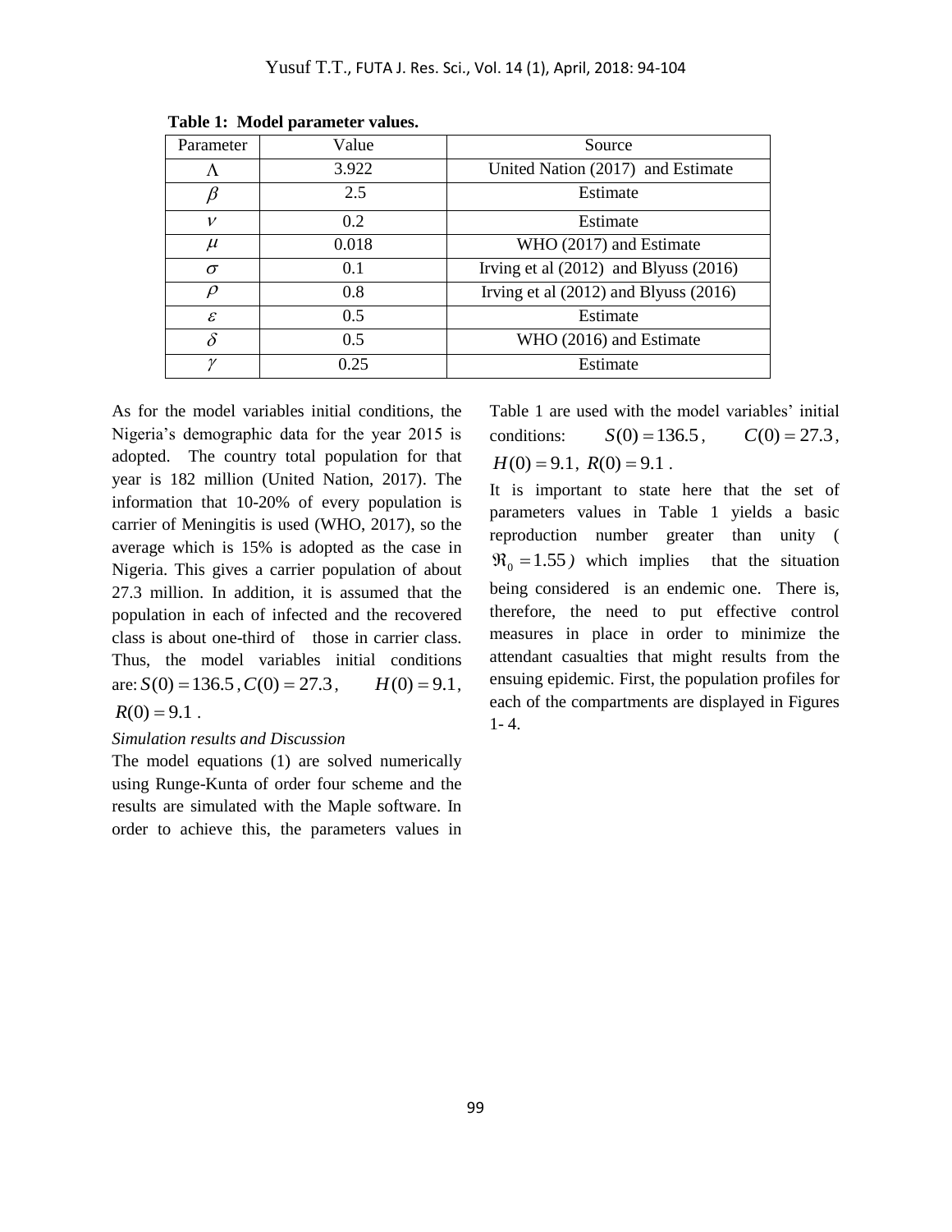**Table 1: Model parameter values.**

| Parameter | Value | Source |
|---|---|---|
| $\Lambda$ | 3.922 | United Nation (2017) and Estimate |
| $\beta$ | 2.5 | Estimate |
| $\nu$ | 0.2 | Estimate |
| $\mu$ | 0.018 | WHO (2017) and Estimate |
| $\sigma$ | 0.1 | Irving et al (2012) and Blyuss (2016) |
| $\rho$ | 0.8 | Irving et al (2012) and Blyuss (2016) |
| $\varepsilon$ | 0.5 | Estimate |
| $\delta$ | 0.5 | WHO (2016) and Estimate |
| $\gamma$ | 0.25 | Estimate |

As for the model variables initial conditions, the Nigeria's demographic data for the year 2015 is adopted. The country total population for that year is 182 million (United Nation, 2017). The information that 10-20% of every population is carrier of Meningitis is used (WHO, 2017), so the average which is 15% is adopted as the case in Nigeria. This gives a carrier population of about 27.3 million. In addition, it is assumed that the population in each of infected and the recovered class is about one-third of those in carrier class. Thus, the model variables initial conditions are: $S(0) = 136.5$, $C(0) = 27.3$, $H(0) = 9.1$, $R(0) = 9.1$.

*Simulation results and Discussion*

The model equations (1) are solved numerically using Runge-Kunta of order four scheme and the results are simulated with the Maple software. In order to achieve this, the parameters values in Table 1 are used with the model variables' initial conditions: $S(0) = 136.5$, $C(0) = 27.3$, $H(0) = 9.1$, $R(0) = 9.1$.

It is important to state here that the set of parameters values in Table 1 yields a basic reproduction number greater than unity ($\Re_0 = 1.55$) which implies that the situation being considered is an endemic one. There is, therefore, the need to put effective control measures in place in order to minimize the attendant casualties that might results from the ensuing epidemic. First, the population profiles for each of the compartments are displayed in Figures 1- 4.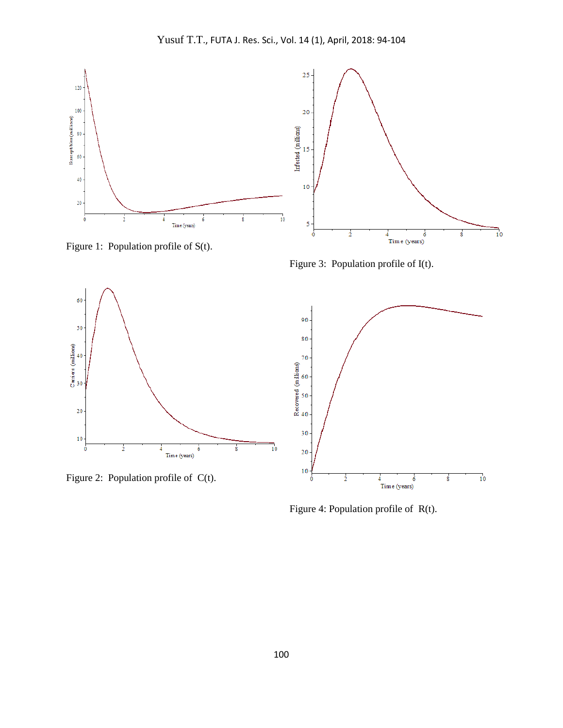Figure 1: Population profile of S(t).

Figure 3: Population profile of I(t).

Figure 2: Population profile of C(t).

Figure 4: Population profile of R(t).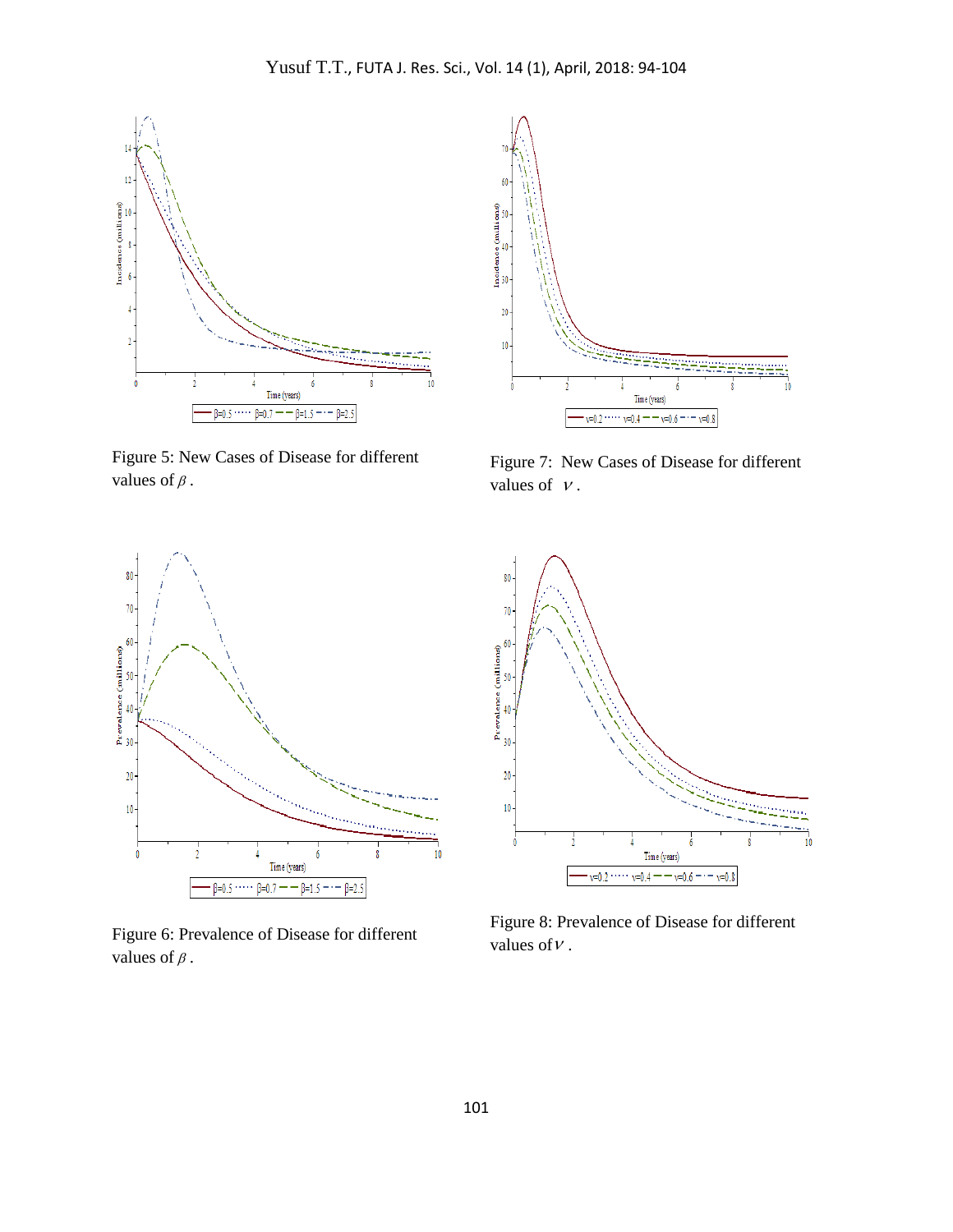Figure 5: New Cases of Disease for different values of $\beta$.

Figure 7: New Cases of Disease for different values of $\nu$.

Figure 6: Prevalence of Disease for different values of $\beta$.

Figure 8: Prevalence of Disease for different values of $\nu$.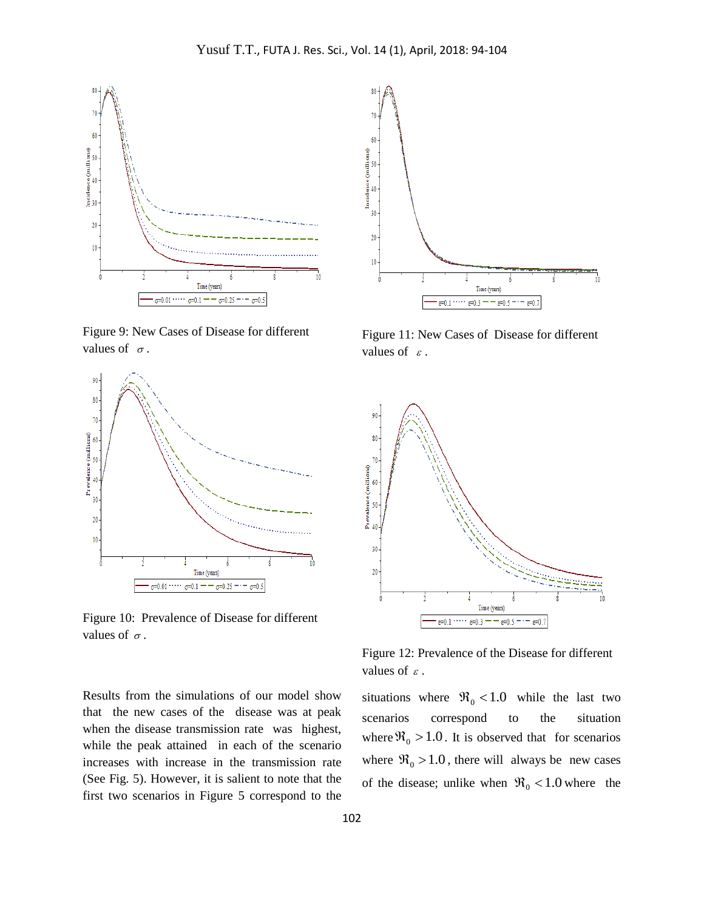Figure 9: New Cases of Disease for different values of $\sigma$.

Figure 11: New Cases of Disease for different values of $\varepsilon$.

Figure 10: Prevalence of Disease for different values of $\sigma$.

Figure 12: Prevalence of the Disease for different values of $\varepsilon$.

Results from the simulations of our model show that the new cases of the disease was at peak when the disease transmission rate was highest, while the peak attained in each of the scenario increases with increase in the transmission rate (See Fig. 5). However, it is salient to note that the first two scenarios in Figure 5 correspond to the situations where $\Re_0 < 1.0$ while the last two scenarios correspond to the situation where $\Re_0 > 1.0$. It is observed that for scenarios where $\Re_0 > 1.0$, there will always be new cases of the disease; unlike when $\Re_0 < 1.0$ where the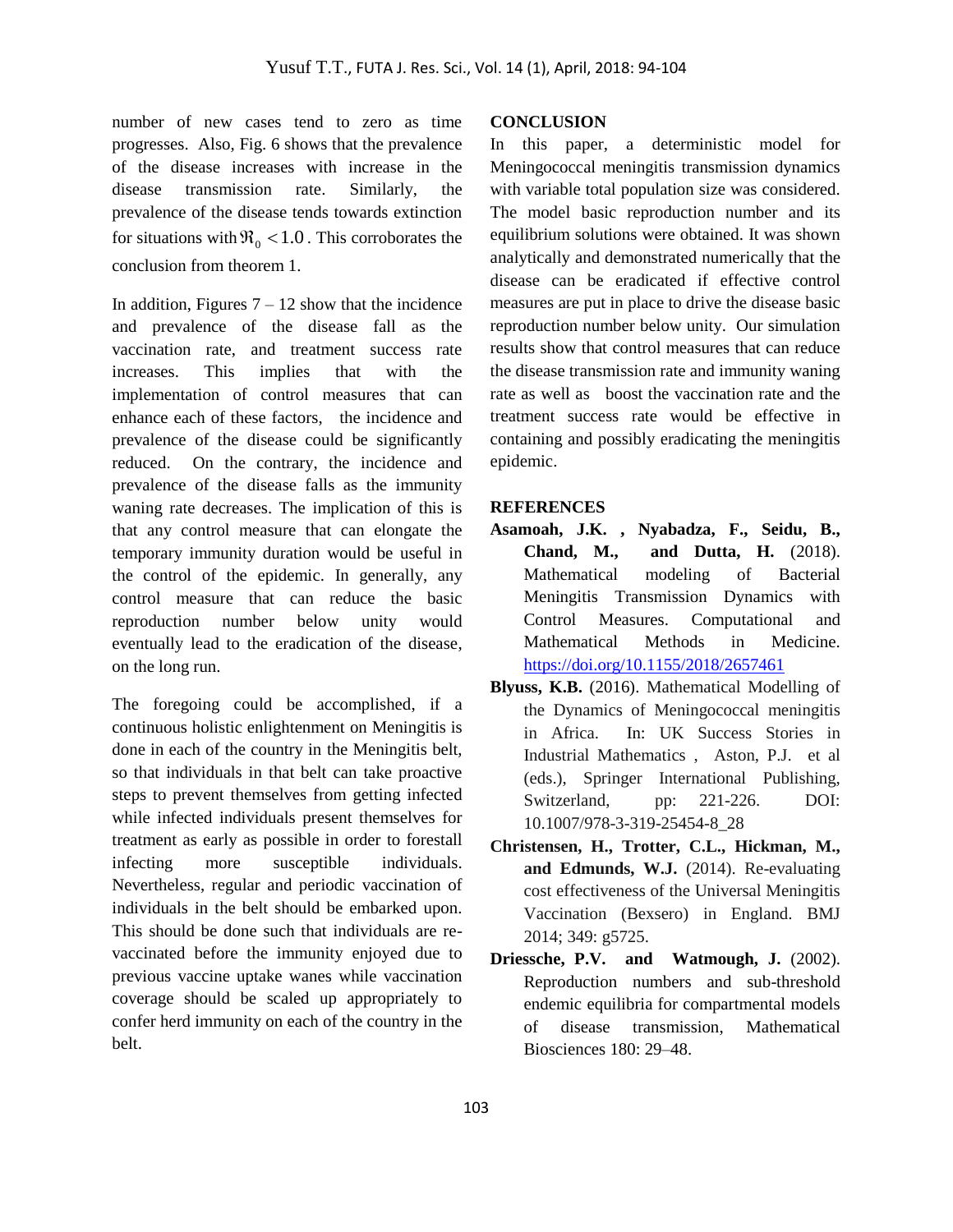number of new cases tend to zero as time progresses. Also, Fig. 6 shows that the prevalence of the disease increases with increase in the disease transmission rate. Similarly, the prevalence of the disease tends towards extinction for situations with $\Re_0 < 1.0$. This corroborates the conclusion from theorem 1.

In addition, Figures 7 – 12 show that the incidence and prevalence of the disease fall as the vaccination rate, and treatment success rate increases. This implies that with the implementation of control measures that can enhance each of these factors, the incidence and prevalence of the disease could be significantly reduced. On the contrary, the incidence and prevalence of the disease falls as the immunity waning rate decreases. The implication of this is that any control measure that can elongate the temporary immunity duration would be useful in the control of the epidemic. In generally, any control measure that can reduce the basic reproduction number below unity would eventually lead to the eradication of the disease, on the long run.

The foregoing could be accomplished, if a continuous holistic enlightenment on Meningitis is done in each of the country in the Meningitis belt, so that individuals in that belt can take proactive steps to prevent themselves from getting infected while infected individuals present themselves for treatment as early as possible in order to forestall infecting more susceptible individuals. Nevertheless, regular and periodic vaccination of individuals in the belt should be embarked upon. This should be done such that individuals are re-vaccinated before the immunity enjoyed due to previous vaccine uptake wanes while vaccination coverage should be scaled up appropriately to confer herd immunity on each of the country in the belt.

## CONCLUSION

In this paper, a deterministic model for Meningococcal meningitis transmission dynamics with variable total population size was considered. The model basic reproduction number and its equilibrium solutions were obtained. It was shown analytically and demonstrated numerically that the disease can be eradicated if effective control measures are put in place to drive the disease basic reproduction number below unity. Our simulation results show that control measures that can reduce the disease transmission rate and immunity waning rate as well as boost the vaccination rate and the treatment success rate would be effective in containing and possibly eradicating the meningitis epidemic.

## REFERENCES

**Asamoah, J.K. , Nyabadza, F., Seidu, B., Chand, M., and Dutta, H.** (2018). Mathematical modeling of Bacterial Meningitis Transmission Dynamics with Control Measures. Computational and Mathematical Methods in Medicine. https://doi.org/10.1155/2018/2657461

**Blyuss, K.B.** (2016). Mathematical Modelling of the Dynamics of Meningococcal meningitis in Africa. In: UK Success Stories in Industrial Mathematics , Aston, P.J. et al (eds.), Springer International Publishing, Switzerland, pp: 221-226. DOI: 10.1007/978-3-319-25454-8_28

**Christensen, H., Trotter, C.L., Hickman, M., and Edmunds, W.J.** (2014). Re-evaluating cost effectiveness of the Universal Meningitis Vaccination (Bexsero) in England. BMJ 2014; 349: g5725.

**Driessche, P.V. and Watmough, J.** (2002). Reproduction numbers and sub-threshold endemic equilibria for compartmental models of disease transmission, Mathematical Biosciences 180: 29–48.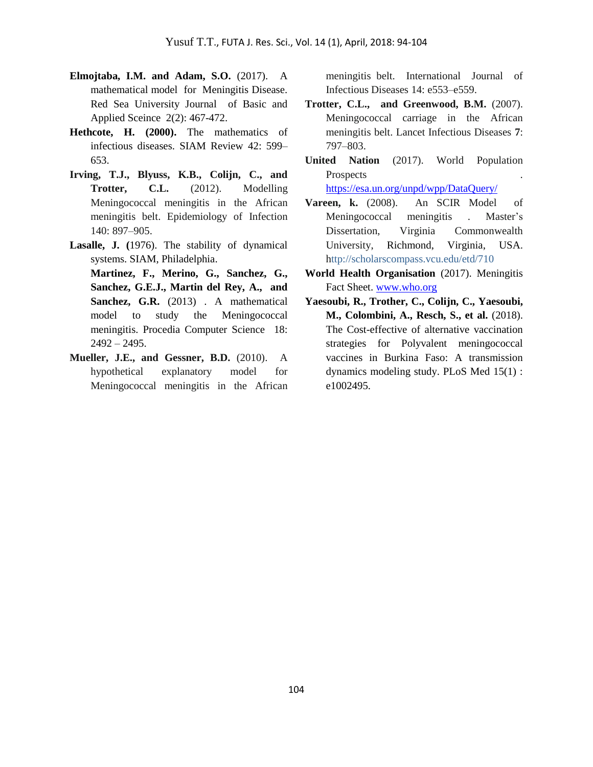**Elmojtaba, I.M. and Adam, S.O.** (2017). A mathematical model for Meningitis Disease. Red Sea University Journal of Basic and Applied Sceince 2(2): 467-472.

**Hethcote, H. (2000).** The mathematics of infectious diseases. SIAM Review 42: 599–653.

**Irving, T.J., Blyuss, K.B., Colijn, C., and Trotter, C.L.** (2012). Modelling Meningococcal meningitis in the African meningitis belt. Epidemiology of Infection 140: 897–905.

**Lasalle, J. (**1976). The stability of dynamical systems. SIAM, Philadelphia.

**Martinez, F., Merino, G., Sanchez, G., Sanchez, G.E.J., Martin del Rey, A., and Sanchez, G.R.** (2013) . A mathematical model to study the Meningococcal meningitis. Procedia Computer Science 18: 2492 – 2495.

**Mueller, J.E., and Gessner, B.D.** (2010). A hypothetical explanatory model for Meningococcal meningitis in the African meningitis belt. International Journal of Infectious Diseases 14: e553–e559.

**Trotter, C.L., and Greenwood, B.M.** (2007). Meningococcal carriage in the African meningitis belt. Lancet Infectious Diseases **7**: 797–803.

**United Nation** (2017). World Population Prospects . https://esa.un.org/unpd/wpp/DataQuery/

**Vareen, k.** (2008). An SCIR Model of Meningococcal meningitis . Master's Dissertation, Virginia Commonwealth University, Richmond, Virginia, USA. http://scholarscompass.vcu.edu/etd/710

**World Health Organisation** (2017). Meningitis Fact Sheet. www.who.org

**Yaesoubi, R., Trother, C., Colijn, C., Yaesoubi, M., Colombini, A., Resch, S., et al.** (2018). The Cost-effective of alternative vaccination strategies for Polyvalent meningococcal vaccines in Burkina Faso: A transmission dynamics modeling study. PLoS Med 15(1) : e1002495.